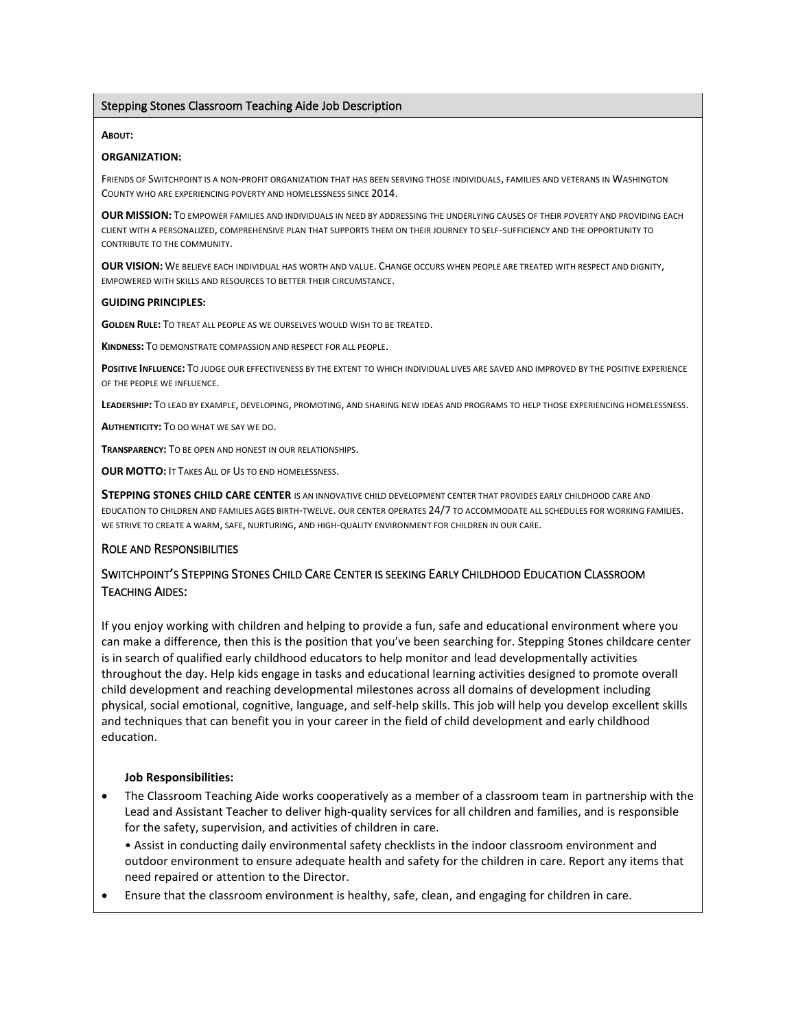## Stepping Stones Classroom Teaching Aide Job Description

**About:**

**ORGANIZATION:**

Friends of Switchpoint is a non-profit organization that has been serving those individuals, families and veterans in Washington County who are experiencing poverty and homelessness since 2014.

**OUR MISSION:** To empower families and individuals in need by addressing the underlying causes of their poverty and providing each client with a personalized, comprehensive plan that supports them on their journey to self-sufficiency and the opportunity to contribute to the community.

**OUR VISION:** We believe each individual has worth and value. Change occurs when people are treated with respect and dignity, empowered with skills and resources to better their circumstance.

**GUIDING PRINCIPLES:**

**Golden Rule:** To treat all people as we ourselves would wish to be treated.

**Kindness:** To demonstrate compassion and respect for all people.

**Positive Influence:** To judge our effectiveness by the extent to which individual lives are saved and improved by the positive experience of the people we influence.

**Leadership:** To lead by example, developing, promoting, and sharing new ideas and programs to help those experiencing homelessness.

**Authenticity:** To do what we say we do.

**Transparency:** To be open and honest in our relationships.

**OUR MOTTO:** It Takes All of Us to end homelessness.

**STEPPING STONES CHILD CARE CENTER** is an innovative child development center that provides early childhood care and education to children and families ages birth-twelve. our center operates 24/7 to accommodate all schedules for working families. we strive to create a warm, safe, nurturing, and high-quality environment for children in our care.

### Role and Responsibilities

### Switchpoint's Stepping Stones Child Care Center is seeking Early Childhood Education Classroom Teaching Aides:

If you enjoy working with children and helping to provide a fun, safe and educational environment where you can make a difference, then this is the position that you've been searching for. Stepping Stones childcare center is in search of qualified early childhood educators to help monitor and lead developmentally activities throughout the day. Help kids engage in tasks and educational learning activities designed to promote overall child development and reaching developmental milestones across all domains of development including physical, social emotional, cognitive, language, and self-help skills. This job will help you develop excellent skills and techniques that can benefit you in your career in the field of child development and early childhood education.

**Job Responsibilities:**

- The Classroom Teaching Aide works cooperatively as a member of a classroom team in partnership with the Lead and Assistant Teacher to deliver high-quality services for all children and families, and is responsible for the safety, supervision, and activities of children in care.
  • Assist in conducting daily environmental safety checklists in the indoor classroom environment and outdoor environment to ensure adequate health and safety for the children in care. Report any items that need repaired or attention to the Director.
- Ensure that the classroom environment is healthy, safe, clean, and engaging for children in care.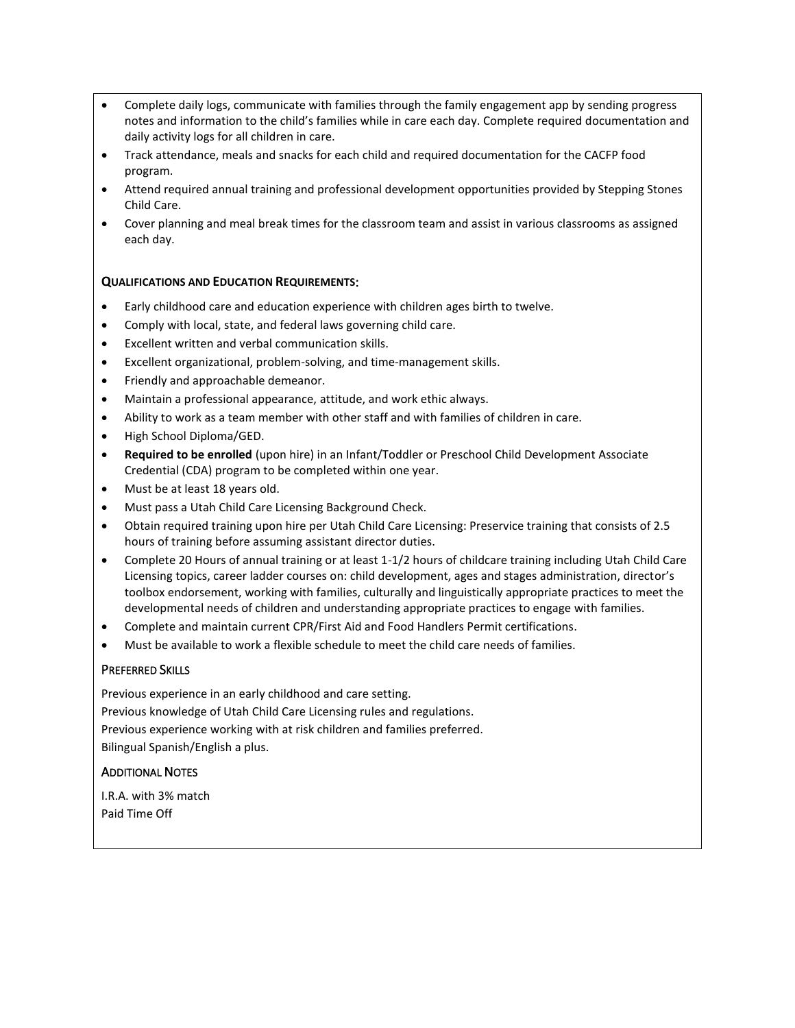- Complete daily logs, communicate with families through the family engagement app by sending progress notes and information to the child's families while in care each day. Complete required documentation and daily activity logs for all children in care.
- Track attendance, meals and snacks for each child and required documentation for the CACFP food program.
- Attend required annual training and professional development opportunities provided by Stepping Stones Child Care.
- Cover planning and meal break times for the classroom team and assist in various classrooms as assigned each day.

**QUALIFICATIONS AND EDUCATION REQUIREMENTS:**

- Early childhood care and education experience with children ages birth to twelve.
- Comply with local, state, and federal laws governing child care.
- Excellent written and verbal communication skills.
- Excellent organizational, problem-solving, and time-management skills.
- Friendly and approachable demeanor.
- Maintain a professional appearance, attitude, and work ethic always.
- Ability to work as a team member with other staff and with families of children in care.
- High School Diploma/GED.
- **Required to be enrolled** (upon hire) in an Infant/Toddler or Preschool Child Development Associate Credential (CDA) program to be completed within one year.
- Must be at least 18 years old.
- Must pass a Utah Child Care Licensing Background Check.
- Obtain required training upon hire per Utah Child Care Licensing: Preservice training that consists of 2.5 hours of training before assuming assistant director duties.
- Complete 20 Hours of annual training or at least 1-1/2 hours of childcare training including Utah Child Care Licensing topics, career ladder courses on: child development, ages and stages administration, director's toolbox endorsement, working with families, culturally and linguistically appropriate practices to meet the developmental needs of children and understanding appropriate practices to engage with families.
- Complete and maintain current CPR/First Aid and Food Handlers Permit certifications.
- Must be available to work a flexible schedule to meet the child care needs of families.

PREFERRED SKILLS

Previous experience in an early childhood and care setting.
Previous knowledge of Utah Child Care Licensing rules and regulations.
Previous experience working with at risk children and families preferred.
Bilingual Spanish/English a plus.

ADDITIONAL NOTES

I.R.A. with 3% match
Paid Time Off